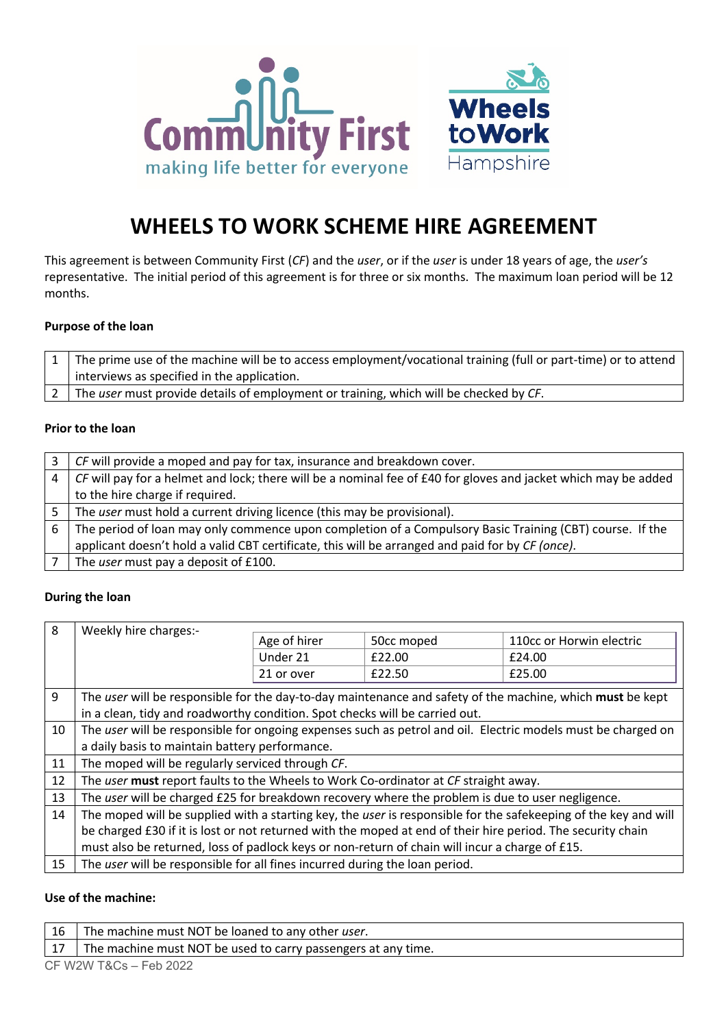# WHEELS TO WORK SCHEME HIRE AGREEMENT

This agreement is between Community First (*CF*) and the *user*, or if the *user* is under 18 years of age, the *user's* representative. The initial period of this agreement is for three or six months. The maximum loan period will be 12 months.

**Purpose of the loan**

| | |
|---|---|
| 1 | The prime use of the machine will be to access employment/vocational training (full or part-time) or to attend interviews as specified in the application. |
| 2 | The *user* must provide details of employment or training, which will be checked by *CF*. |

**Prior to the loan**

| | |
|---|---|
| 3 | *CF* will provide a moped and pay for tax, insurance and breakdown cover. |
| 4 | *CF* will pay for a helmet and lock; there will be a nominal fee of £40 for gloves and jacket which may be added to the hire charge if required. |
| 5 | The *user* must hold a current driving licence (this may be provisional). |
| 6 | The period of loan may only commence upon completion of a Compulsory Basic Training (CBT) course. If the applicant doesn't hold a valid CBT certificate, this will be arranged and paid for by *CF (once)*. |
| 7 | The *user* must pay a deposit of £100. |

**During the loan**

8 Weekly hire charges:-

| Age of hirer | 50cc moped | 110cc or Horwin electric |
|---|---|---|
| Under 21 | £22.00 | £24.00 |
| 21 or over | £22.50 | £25.00 |

| | |
|---|---|
| 9 | The *user* will be responsible for the day-to-day maintenance and safety of the machine, which **must** be kept in a clean, tidy and roadworthy condition. Spot checks will be carried out. |
| 10 | The *user* will be responsible for ongoing expenses such as petrol and oil. Electric models must be charged on a daily basis to maintain battery performance. |
| 11 | The moped will be regularly serviced through *CF*. |
| 12 | The *user* **must** report faults to the Wheels to Work Co-ordinator at *CF* straight away. |
| 13 | The *user* will be charged £25 for breakdown recovery where the problem is due to user negligence. |
| 14 | The moped will be supplied with a starting key, the *user* is responsible for the safekeeping of the key and will be charged £30 if it is lost or not returned with the moped at end of their hire period. The security chain must also be returned, loss of padlock keys or non-return of chain will incur a charge of £15. |
| 15 | The *user* will be responsible for all fines incurred during the loan period. |

**Use of the machine:**

| | |
|---|---|
| 16 | The machine must NOT be loaned to any other *user*. |
| 17 | The machine must NOT be used to carry passengers at any time. |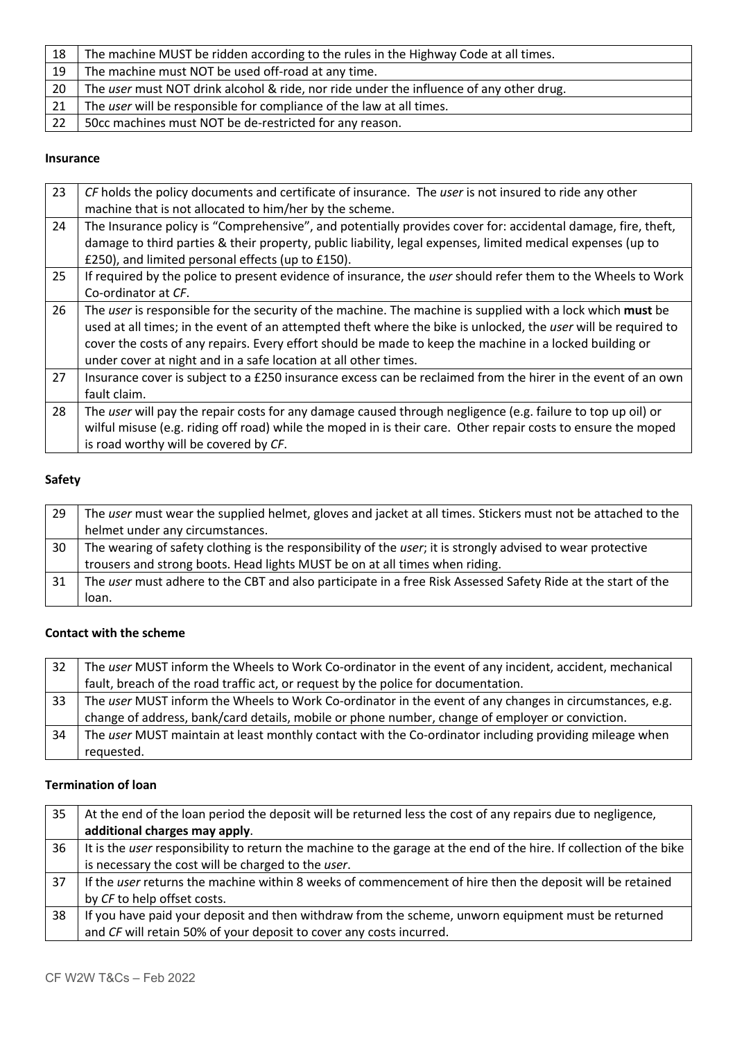| | |
|---|---|
| 18 | The machine MUST be ridden according to the rules in the Highway Code at all times. |
| 19 | The machine must NOT be used off-road at any time. |
| 20 | The *user* must NOT drink alcohol & ride, nor ride under the influence of any other drug. |
| 21 | The *user* will be responsible for compliance of the law at all times. |
| 22 | 50cc machines must NOT be de-restricted for any reason. |

**Insurance**

| | |
|---|---|
| 23 | *CF* holds the policy documents and certificate of insurance. The *user* is not insured to ride any other machine that is not allocated to him/her by the scheme. |
| 24 | The Insurance policy is "Comprehensive", and potentially provides cover for: accidental damage, fire, theft, damage to third parties & their property, public liability, legal expenses, limited medical expenses (up to £250), and limited personal effects (up to £150). |
| 25 | If required by the police to present evidence of insurance, the *user* should refer them to the Wheels to Work Co-ordinator at *CF*. |
| 26 | The *user* is responsible for the security of the machine. The machine is supplied with a lock which **must** be used at all times; in the event of an attempted theft where the bike is unlocked, the *user* will be required to cover the costs of any repairs. Every effort should be made to keep the machine in a locked building or under cover at night and in a safe location at all other times. |
| 27 | Insurance cover is subject to a £250 insurance excess can be reclaimed from the hirer in the event of an own fault claim. |
| 28 | The *user* will pay the repair costs for any damage caused through negligence (e.g. failure to top up oil) or wilful misuse (e.g. riding off road) while the moped in is their care. Other repair costs to ensure the moped is road worthy will be covered by *CF*. |

**Safety**

| | |
|---|---|
| 29 | The *user* must wear the supplied helmet, gloves and jacket at all times. Stickers must not be attached to the helmet under any circumstances. |
| 30 | The wearing of safety clothing is the responsibility of the *user*; it is strongly advised to wear protective trousers and strong boots. Head lights MUST be on at all times when riding. |
| 31 | The *user* must adhere to the CBT and also participate in a free Risk Assessed Safety Ride at the start of the loan. |

**Contact with the scheme**

| | |
|---|---|
| 32 | The *user* MUST inform the Wheels to Work Co-ordinator in the event of any incident, accident, mechanical fault, breach of the road traffic act, or request by the police for documentation. |
| 33 | The *user* MUST inform the Wheels to Work Co-ordinator in the event of any changes in circumstances, e.g. change of address, bank/card details, mobile or phone number, change of employer or conviction. |
| 34 | The *user* MUST maintain at least monthly contact with the Co-ordinator including providing mileage when requested. |

**Termination of loan**

| | |
|---|---|
| 35 | At the end of the loan period the deposit will be returned less the cost of any repairs due to negligence, **additional charges may apply**. |
| 36 | It is the *user* responsibility to return the machine to the garage at the end of the hire. If collection of the bike is necessary the cost will be charged to the *user*. |
| 37 | If the *user* returns the machine within 8 weeks of commencement of hire then the deposit will be retained by *CF* to help offset costs. |
| 38 | If you have paid your deposit and then withdraw from the scheme, unworn equipment must be returned and *CF* will retain 50% of your deposit to cover any costs incurred. |

CF W2W T&Cs – Feb 2022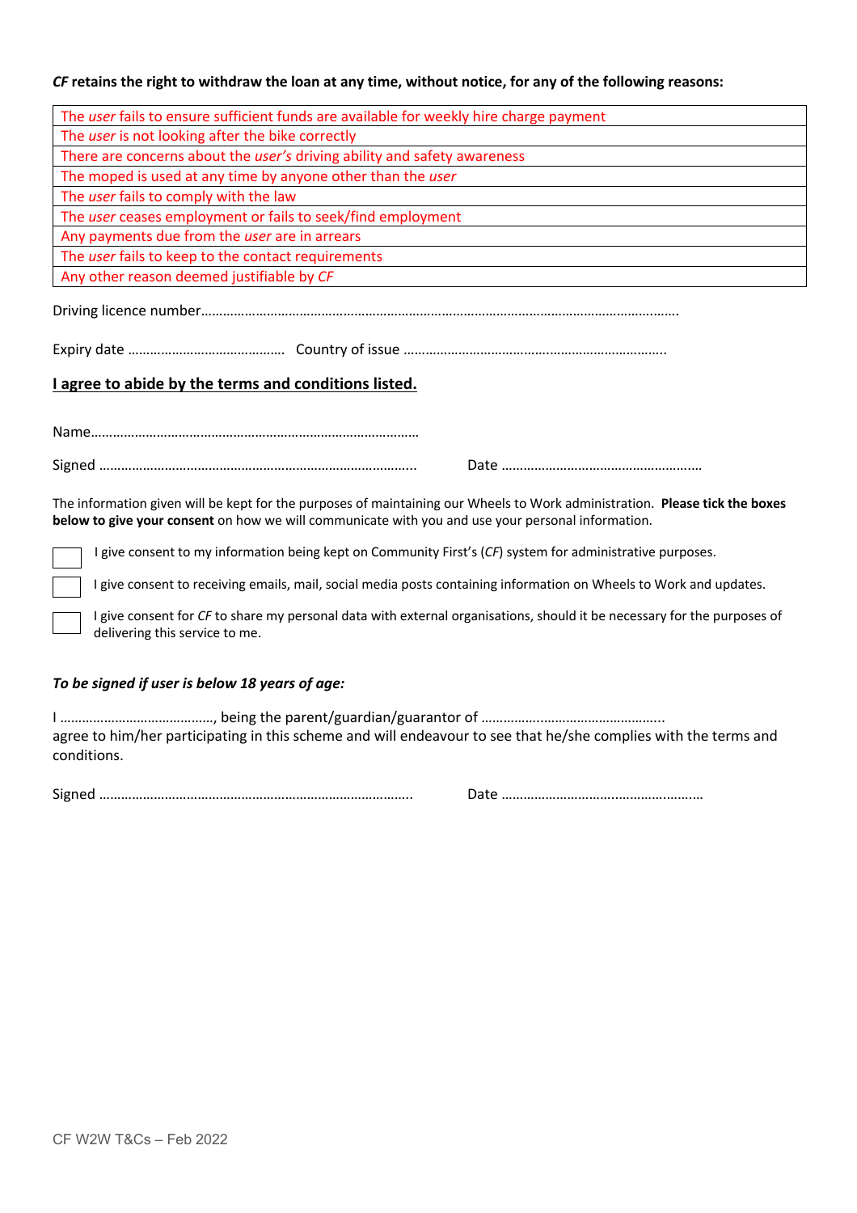***CF* retains the right to withdraw the loan at any time, without notice, for any of the following reasons:**

| |
|---|
| The *user* fails to ensure sufficient funds are available for weekly hire charge payment |
| The *user* is not looking after the bike correctly |
| There are concerns about the *user's* driving ability and safety awareness |
| The moped is used at any time by anyone other than the *user* |
| The *user* fails to comply with the law |
| The *user* ceases employment or fails to seek/find employment |
| Any payments due from the *user* are in arrears |
| The *user* fails to keep to the contact requirements |
| Any other reason deemed justifiable by *CF* |

Driving licence number……………………………………………………………………………………………………………………..

Expiry date …………………………………… Country of issue ……………………………………………………………..

**<u>I agree to abide by the terms and conditions listed.</u>**

Name……………………………………………………………………………

Signed …………………………………………………………………………… Date ……………………………………………..

The information given will be kept for the purposes of maintaining our Wheels to Work administration. **Please tick the boxes below to give your consent** on how we will communicate with you and use your personal information.

☐ I give consent to my information being kept on Community First's (*CF*) system for administrative purposes.

☐ I give consent to receiving emails, mail, social media posts containing information on Wheels to Work and updates.

☐ I give consent for *CF* to share my personal data with external organisations, should it be necessary for the purposes of delivering this service to me.

***To be signed if user is below 18 years of age:***

I ……………………………………, being the parent/guardian/guarantor of …………………………………………..
agree to him/her participating in this scheme and will endeavour to see that he/she complies with the terms and conditions.

Signed …………………………………………………………………………. Date ……………………………………………

CF W2W T&Cs – Feb 2022